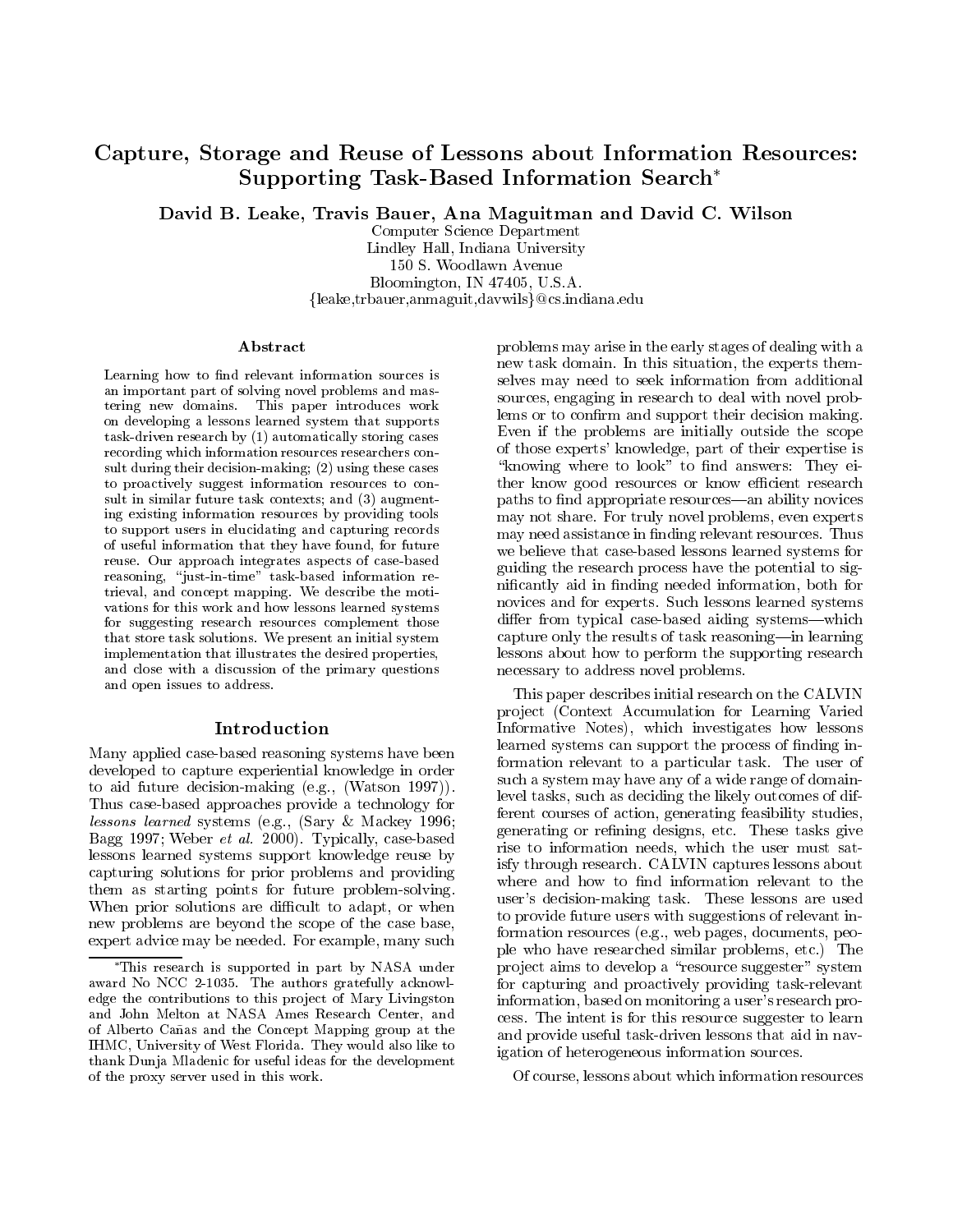# Capture, Storage and Reuse of Lessons about Information Resources: Supporting Task-Based Information Search*

**David B. Leake, Travis Bauer, Ana Maguitman and David C. Wilson**

Computer Science Department
Lindley Hall, Indiana University
150 S. Woodlawn Avenue
Bloomington, IN 47405, U.S.A.
{leake,trbauer,anmaguit,davwils}@cs.indiana.edu

## Abstract

Learning how to find relevant information sources is an important part of solving novel problems and mastering new domains. This paper introduces work on developing a lessons learned system that supports task-driven research by (1) automatically storing cases recording which information resources researchers consult during their decision-making; (2) using these cases to proactively suggest information resources to consult in similar future task contexts; and (3) augmenting existing information resources by providing tools to support users in elucidating and capturing records of useful information that they have found, for future reuse. Our approach integrates aspects of case-based reasoning, "just-in-time" task-based information retrieval, and concept mapping. We describe the motivations for this work and how lessons learned systems for suggesting research resources complement those that store task solutions. We present an initial system implementation that illustrates the desired properties, and close with a discussion of the primary questions and open issues to address.

## Introduction

Many applied case-based reasoning systems have been developed to capture experiential knowledge in order to aid future decision-making (e.g., (Watson 1997)). Thus case-based approaches provide a technology for *lessons learned* systems (e.g., (Sary & Mackey 1996; Bagg 1997; Weber *et al.* 2000). Typically, case-based lessons learned systems support knowledge reuse by capturing solutions for prior problems and providing them as starting points for future problem-solving. When prior solutions are difficult to adapt, or when new problems are beyond the scope of the case base, expert advice may be needed. For example, many such problems may arise in the early stages of dealing with a new task domain. In this situation, the experts themselves may need to seek information from additional sources, engaging in research to deal with novel problems or to confirm and support their decision making. Even if the problems are initially outside the scope of those experts' knowledge, part of their expertise is "knowing where to look" to find answers: They either know good resources or know efficient research paths to find appropriate resources—an ability novices may not share. For truly novel problems, even experts may need assistance in finding relevant resources. Thus we believe that case-based lessons learned systems for guiding the research process have the potential to significantly aid in finding needed information, both for novices and for experts. Such lessons learned systems differ from typical case-based aiding systems—which capture only the results of task reasoning—in learning lessons about how to perform the supporting research necessary to address novel problems.

This paper describes initial research on the CALVIN project (Context Accumulation for Learning Varied Informative Notes), which investigates how lessons learned systems can support the process of finding information relevant to a particular task. The user of such a system may have any of a wide range of domain-level tasks, such as deciding the likely outcomes of different courses of action, generating feasibility studies, generating or refining designs, etc. These tasks give rise to information needs, which the user must satisfy through research. CALVIN captures lessons about where and how to find information relevant to the user's decision-making task. These lessons are used to provide future users with suggestions of relevant information resources (e.g., web pages, documents, people who have researched similar problems, etc.) The project aims to develop a "resource suggester" system for capturing and proactively providing task-relevant information, based on monitoring a user's research process. The intent is for this resource suggester to learn and provide useful task-driven lessons that aid in navigation of heterogeneous information sources.

Of course, lessons about which information resources

---

*This research is supported in part by NASA under award No NCC 2-1035. The authors gratefully acknowledge the contributions to this project of Mary Livingston and John Melton at NASA Ames Research Center, and of Alberto Cañas and the Concept Mapping group at the IHMC, University of West Florida. They would also like to thank Dunja Mladenic for useful ideas for the development of the proxy server used in this work.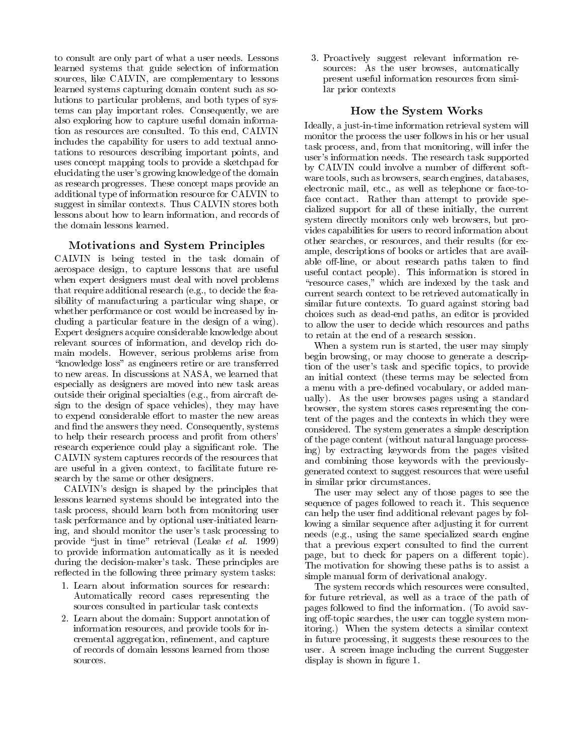to consult are only part of what a user needs. Lessons learned systems that guide selection of information sources, like CALVIN, are complementary to lessons learned systems capturing domain content such as solutions to particular problems, and both types of systems can play important roles. Consequently, we are also exploring how to capture useful domain information as resources are consulted. To this end, CALVIN includes the capability for users to add textual annotations to resources describing important points, and uses concept mapping tools to provide a sketchpad for elucidating the user's growing knowledge of the domain as research progresses. These concept maps provide an additional type of information resource for CALVIN to suggest in similar contexts. Thus CALVIN stores both lessons about how to learn information, and records of the domain lessons learned.

## Motivations and System Principles

CALVIN is being tested in the task domain of aerospace design, to capture lessons that are useful when expert designers must deal with novel problems that require additional research (e.g., to decide the feasibility of manufacturing a particular wing shape, or whether performance or cost would be increased by including a particular feature in the design of a wing). Expert designers acquire considerable knowledge about relevant sources of information, and develop rich domain models. However, serious problems arise from "knowledge loss" as engineers retire or are transferred to new areas. In discussions at NASA, we learned that especially as designers are moved into new task areas outside their original specialties (e.g., from aircraft design to the design of space vehicles), they may have to expend considerable effort to master the new areas and find the answers they need. Consequently, systems to help their research process and profit from others' research experience could play a significant role. The CALVIN system captures records of the resources that are useful in a given context, to facilitate future research by the same or other designers.

CALVIN's design is shaped by the principles that lessons learned systems should be integrated into the task process, should learn both from monitoring user task performance and by optional user-initiated learning, and should monitor the user's task processing to provide "just in time" retrieval (Leake *et al.* 1999) to provide information automatically as it is needed during the decision-maker's task. These principles are reflected in the following three primary system tasks:

1. Learn about information sources for research: Automatically record cases representing the sources consulted in particular task contexts
2. Learn about the domain: Support annotation of information resources, and provide tools for incremental aggregation, refinement, and capture of records of domain lessons learned from those sources.
3. Proactively suggest relevant information resources: As the user browses, automatically present useful information resources from similar prior contexts

## How the System Works

Ideally, a just-in-time information retrieval system will monitor the process the user follows in his or her usual task process, and, from that monitoring, will infer the user's information needs. The research task supported by CALVIN could involve a number of different software tools, such as browsers, search engines, databases, electronic mail, etc., as well as telephone or face-to-face contact. Rather than attempt to provide specialized support for all of these initially, the current system directly monitors only web browsers, but provides capabilities for users to record information about other searches, or resources, and their results (for example, descriptions of books or articles that are available off-line, or about research paths taken to find useful contact people). This information is stored in "resource cases," which are indexed by the task and current search context to be retrieved automatically in similar future contexts. To guard against storing bad choices such as dead-end paths, an editor is provided to allow the user to decide which resources and paths to retain at the end of a research session.

When a system run is started, the user may simply begin browsing, or may choose to generate a description of the user's task and specific topics, to provide an initial context (these terms may be selected from a menu with a pre-defined vocabulary, or added manually). As the user browses pages using a standard browser, the system stores cases representing the content of the pages and the contexts in which they were considered. The system generates a simple description of the page content (without natural language processing) by extracting keywords from the pages visited and combining those keywords with the previously-generated context to suggest resources that were useful in similar prior circumstances.

The user may select any of those pages to see the sequence of pages followed to reach it. This sequence can help the user find additional relevant pages by following a similar sequence after adjusting it for current needs (e.g., using the same specialized search engine that a previous expert consulted to find the current page, but to check for papers on a different topic). The motivation for showing these paths is to assist a simple manual form of derivational analogy.

The system records which resources were consulted, for future retrieval, as well as a trace of the path of pages followed to find the information. (To avoid saving off-topic searches, the user can toggle system monitoring.) When the system detects a similar context in future processing, it suggests these resources to the user. A screen image including the current Suggester display is shown in figure 1.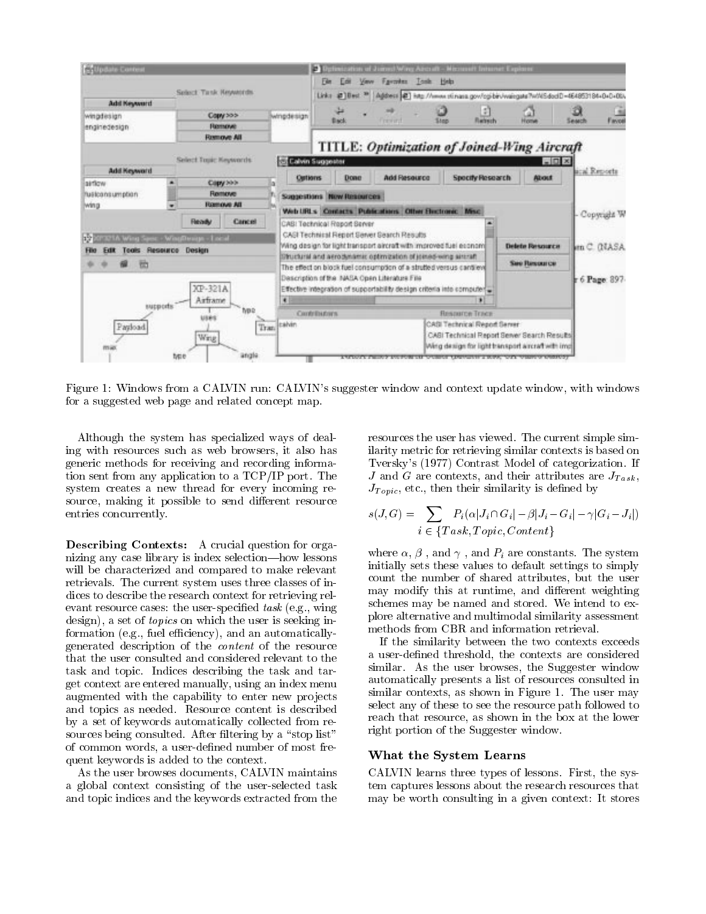Figure 1: Windows from a CALVIN run: CALVIN's suggester window and context update window, with windows for a suggested web page and related concept map.

Although the system has specialized ways of dealing with resources such as web browsers, it also has generic methods for receiving and recording information sent from any application to a TCP/IP port. The system creates a new thread for every incoming resource, making it possible to send different resource entries concurrently.

**Describing Contexts:** A crucial question for organizing any case library is index selection—how lessons will be characterized and compared to make relevant retrievals. The current system uses three classes of indices to describe the research context for retrieving relevant resource cases: the user-specified *task* (e.g., wing design), a set of *topics* on which the user is seeking information (e.g., fuel efficiency), and an automatically-generated description of the *content* of the resource that the user consulted and considered relevant to the task and topic. Indices describing the task and target context are entered manually, using an index menu augmented with the capability to enter new projects and topics as needed. Resource content is described by a set of keywords automatically collected from resources being consulted. After filtering by a "stop list" of common words, a user-defined number of most frequent keywords is added to the context.

As the user browses documents, CALVIN maintains a global context consisting of the user-selected task and topic indices and the keywords extracted from the resources the user has viewed. The current simple similarity metric for retrieving similar contexts is based on Tversky's (1977) Contrast Model of categorization. If $J$ and $G$ are contexts, and their attributes are $J_{Task}$, $J_{Topic}$, etc., then their similarity is defined by

$$s(J, G) = \sum_{i \in \{Task, Topic, Content\}} P_i(\alpha|J_i \cap G_i| - \beta|J_i - G_i| - \gamma|G_i - J_i|)$$

where $\alpha$, $\beta$ , and $\gamma$ , and $P_i$ are constants. The system initially sets these values to default settings to simply count the number of shared attributes, but the user may modify this at runtime, and different weighting schemes may be named and stored. We intend to explore alternative and multimodal similarity assessment methods from CBR and information retrieval.

If the similarity between the two contexts exceeds a user-defined threshold, the contexts are considered similar. As the user browses, the Suggester window automatically presents a list of resources consulted in similar contexts, as shown in Figure 1. The user may select any of these to see the resource path followed to reach that resource, as shown in the box at the lower right portion of the Suggester window.

### What the System Learns

CALVIN learns three types of lessons. First, the system captures lessons about the research resources that may be worth consulting in a given context: It stores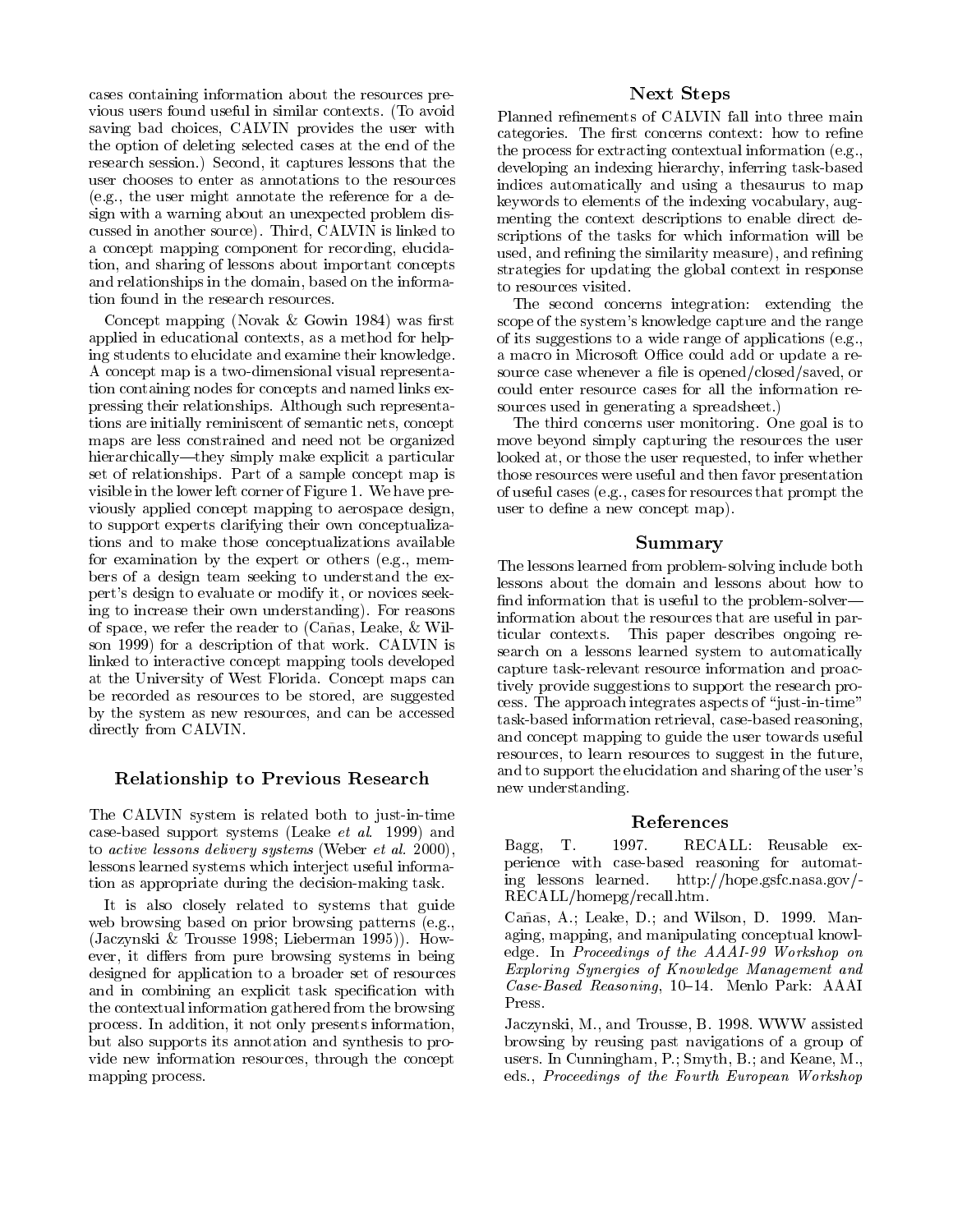cases containing information about the resources previous users found useful in similar contexts. (To avoid saving bad choices, CALVIN provides the user with the option of deleting selected cases at the end of the research session.) Second, it captures lessons that the user chooses to enter as annotations to the resources (e.g., the user might annotate the reference for a design with a warning about an unexpected problem discussed in another source). Third, CALVIN is linked to a concept mapping component for recording, elucidation, and sharing of lessons about important concepts and relationships in the domain, based on the information found in the research resources.

Concept mapping (Novak & Gowin 1984) was first applied in educational contexts, as a method for helping students to elucidate and examine their knowledge. A concept map is a two-dimensional visual representation containing nodes for concepts and named links expressing their relationships. Although such representations are initially reminiscent of semantic nets, concept maps are less constrained and need not be organized hierarchically—they simply make explicit a particular set of relationships. Part of a sample concept map is visible in the lower left corner of Figure 1. We have previously applied concept mapping to aerospace design, to support experts clarifying their own conceptualizations and to make those conceptualizations available for examination by the expert or others (e.g., members of a design team seeking to understand the expert's design to evaluate or modify it, or novices seeking to increase their own understanding). For reasons of space, we refer the reader to (Cañas, Leake, & Wilson 1999) for a description of that work. CALVIN is linked to interactive concept mapping tools developed at the University of West Florida. Concept maps can be recorded as resources to be stored, are suggested by the system as new resources, and can be accessed directly from CALVIN.

## Relationship to Previous Research

The CALVIN system is related both to just-in-time case-based support systems (Leake *et al.* 1999) and to *active lessons delivery systems* (Weber *et al.* 2000), lessons learned systems which interject useful information as appropriate during the decision-making task.

It is also closely related to systems that guide web browsing based on prior browsing patterns (e.g., (Jaczynski & Trousse 1998; Lieberman 1995)). However, it differs from pure browsing systems in being designed for application to a broader set of resources and in combining an explicit task specification with the contextual information gathered from the browsing process. In addition, it not only presents information, but also supports its annotation and synthesis to provide new information resources, through the concept mapping process.

## Next Steps

Planned refinements of CALVIN fall into three main categories. The first concerns context: how to refine the process for extracting contextual information (e.g., developing an indexing hierarchy, inferring task-based indices automatically and using a thesaurus to map keywords to elements of the indexing vocabulary, augmenting the context descriptions to enable direct descriptions of the tasks for which information will be used, and refining the similarity measure), and refining strategies for updating the global context in response to resources visited.

The second concerns integration: extending the scope of the system's knowledge capture and the range of its suggestions to a wide range of applications (e.g., a macro in Microsoft Office could add or update a resource case whenever a file is opened/closed/saved, or could enter resource cases for all the information resources used in generating a spreadsheet.)

The third concerns user monitoring. One goal is to move beyond simply capturing the resources the user looked at, or those the user requested, to infer whether those resources were useful and then favor presentation of useful cases (e.g., cases for resources that prompt the user to define a new concept map).

## Summary

The lessons learned from problem-solving include both lessons about the domain and lessons about how to find information that is useful to the problem-solver—information about the resources that are useful in particular contexts. This paper describes ongoing research on a lessons learned system to automatically capture task-relevant resource information and proactively provide suggestions to support the research process. The approach integrates aspects of "just-in-time" task-based information retrieval, case-based reasoning, and concept mapping to guide the user towards useful resources, to learn resources to suggest in the future, and to support the elucidation and sharing of the user's new understanding.

## References

Bagg, T. 1997. RECALL: Reusable experience with case-based reasoning for automating lessons learned. http://hope.gsfc.nasa.gov/-RECALL/homepg/recall.htm.

Cañas, A.; Leake, D.; and Wilson, D. 1999. Managing, mapping, and manipulating conceptual knowledge. In *Proceedings of the AAAI-99 Workshop on Exploring Synergies of Knowledge Management and Case-Based Reasoning*, 10–14. Menlo Park: AAAI Press.

Jaczynski, M., and Trousse, B. 1998. WWW assisted browsing by reusing past navigations of a group of users. In Cunningham, P.; Smyth, B.; and Keane, M., eds., *Proceedings of the Fourth European Workshop*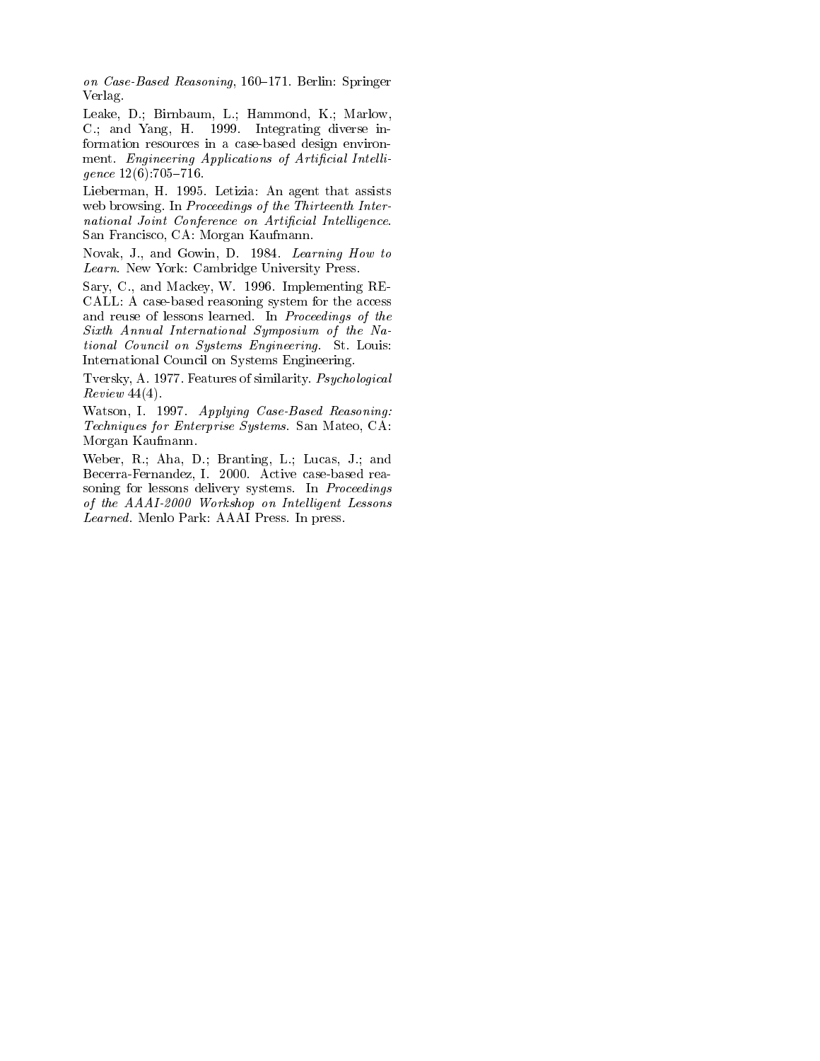*on Case-Based Reasoning*, 160–171. Berlin: Springer Verlag.

Leake, D.; Birnbaum, L.; Hammond, K.; Marlow, C.; and Yang, H. 1999. Integrating diverse information resources in a case-based design environment. *Engineering Applications of Artificial Intelligence* 12(6):705–716.

Lieberman, H. 1995. Letizia: An agent that assists web browsing. In *Proceedings of the Thirteenth International Joint Conference on Artificial Intelligence*. San Francisco, CA: Morgan Kaufmann.

Novak, J., and Gowin, D. 1984. *Learning How to Learn*. New York: Cambridge University Press.

Sary, C., and Mackey, W. 1996. Implementing RECALL: A case-based reasoning system for the access and reuse of lessons learned. In *Proceedings of the Sixth Annual International Symposium of the National Council on Systems Engineering*. St. Louis: International Council on Systems Engineering.

Tversky, A. 1977. Features of similarity. *Psychological Review* 44(4).

Watson, I. 1997. *Applying Case-Based Reasoning: Techniques for Enterprise Systems*. San Mateo, CA: Morgan Kaufmann.

Weber, R.; Aha, D.; Branting, L.; Lucas, J.; and Becerra-Fernandez, I. 2000. Active case-based reasoning for lessons delivery systems. In *Proceedings of the AAAI-2000 Workshop on Intelligent Lessons Learned*. Menlo Park: AAAI Press. In press.